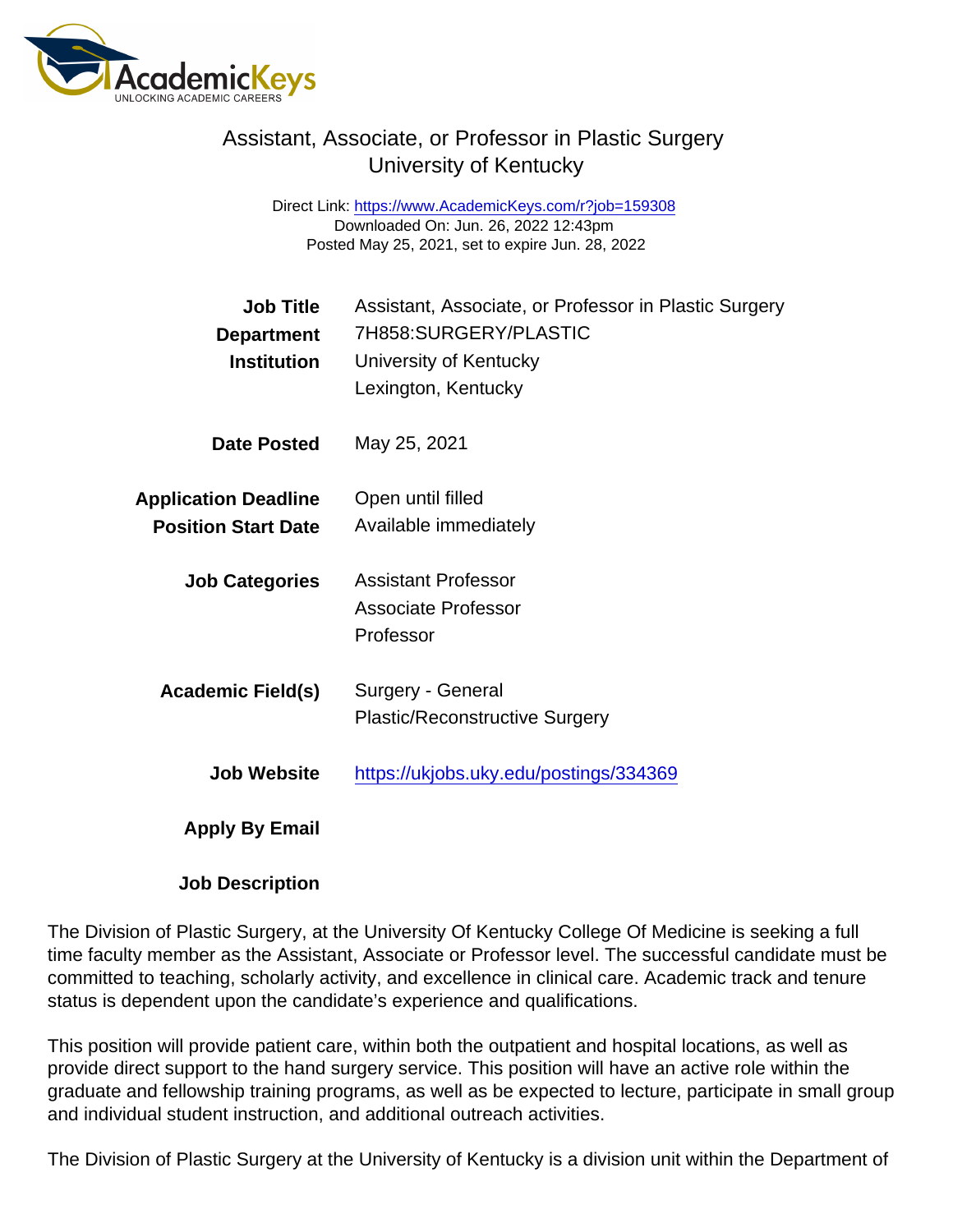# Assistant, Associate, or Professor in Plastic Surgery
## University of Kentucky

Direct Link: https://www.AcademicKeys.com/r?job=159308
Downloaded On: Jun. 26, 2022 12:43pm
Posted May 25, 2021, set to expire Jun. 28, 2022

| | |
|---|---|
| **Job Title** | Assistant, Associate, or Professor in Plastic Surgery |
| **Department** | 7H858:SURGERY/PLASTIC |
| **Institution** | University of Kentucky<br>Lexington, Kentucky |
| **Date Posted** | May 25, 2021 |
| **Application Deadline** | Open until filled |
| **Position Start Date** | Available immediately |
| **Job Categories** | Assistant Professor<br>Associate Professor<br>Professor |
| **Academic Field(s)** | Surgery - General<br>Plastic/Reconstructive Surgery |
| **Job Website** | https://ukjobs.uky.edu/postings/334369 |
| **Apply By Email** | |
| **Job Description** | |

The Division of Plastic Surgery, at the University Of Kentucky College Of Medicine is seeking a full time faculty member as the Assistant, Associate or Professor level. The successful candidate must be committed to teaching, scholarly activity, and excellence in clinical care. Academic track and tenure status is dependent upon the candidate's experience and qualifications.

This position will provide patient care, within both the outpatient and hospital locations, as well as provide direct support to the hand surgery service. This position will have an active role within the graduate and fellowship training programs, as well as be expected to lecture, participate in small group and individual student instruction, and additional outreach activities.

The Division of Plastic Surgery at the University of Kentucky is a division unit within the Department of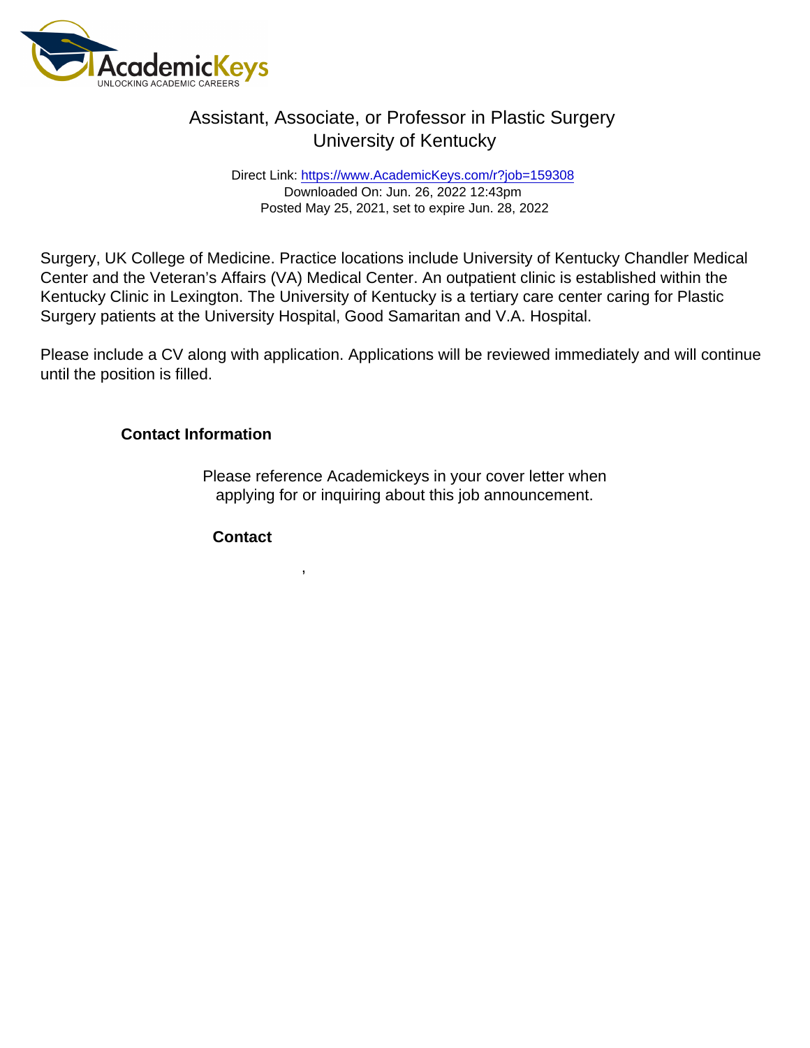# Assistant, Associate, or Professor in Plastic Surgery
## University of Kentucky

Direct Link: https://www.AcademicKeys.com/r?job=159308
Downloaded On: Jun. 26, 2022 12:43pm
Posted May 25, 2021, set to expire Jun. 28, 2022

Surgery, UK College of Medicine. Practice locations include University of Kentucky Chandler Medical Center and the Veteran's Affairs (VA) Medical Center. An outpatient clinic is established within the Kentucky Clinic in Lexington. The University of Kentucky is a tertiary care center caring for Plastic Surgery patients at the University Hospital, Good Samaritan and V.A. Hospital.

Please include a CV along with application. Applications will be reviewed immediately and will continue until the position is filled.

### Contact Information

Please reference Academickeys in your cover letter when applying for or inquiring about this job announcement.

**Contact**

,